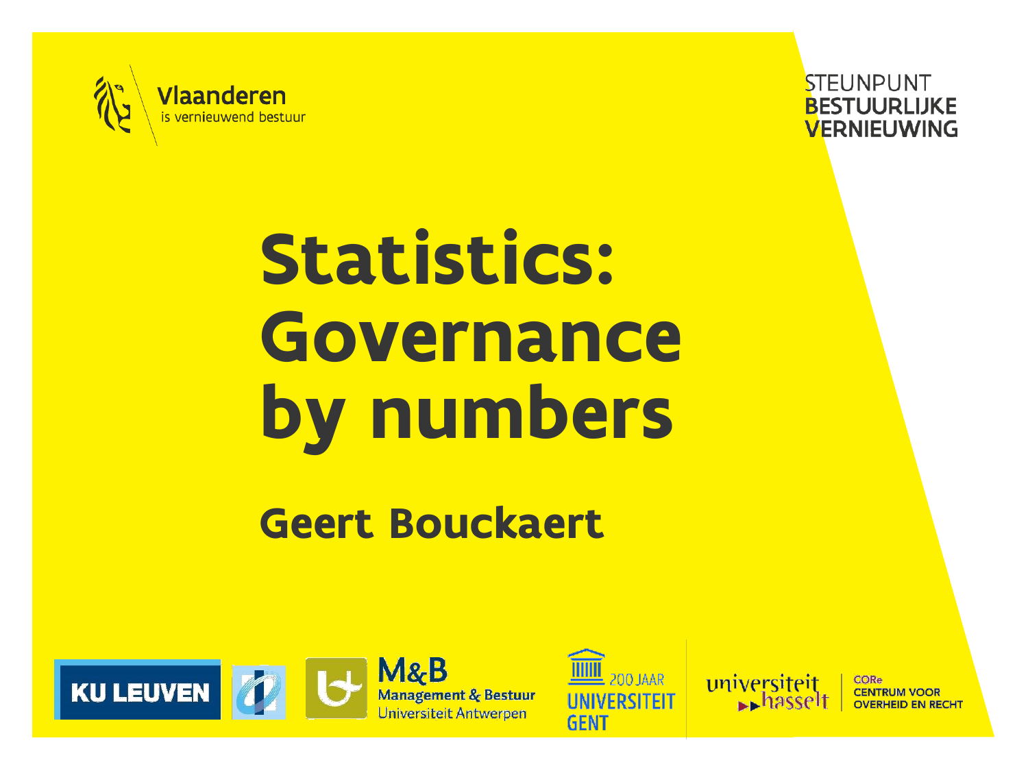Vlaanderen
is vernieuwend bestuur

STEUNPUNT
BESTUURLIJKE
VERNIEUWING

# Statistics: Governance by numbers

## Geert Bouckaert

KU LEUVEN

M&B
Management & Bestuur
Universiteit Antwerpen

200 JAAR
UNIVERSITEIT
GENT

universiteit hasselt

CORe
CENTRUM VOOR
OVERHEID EN RECHT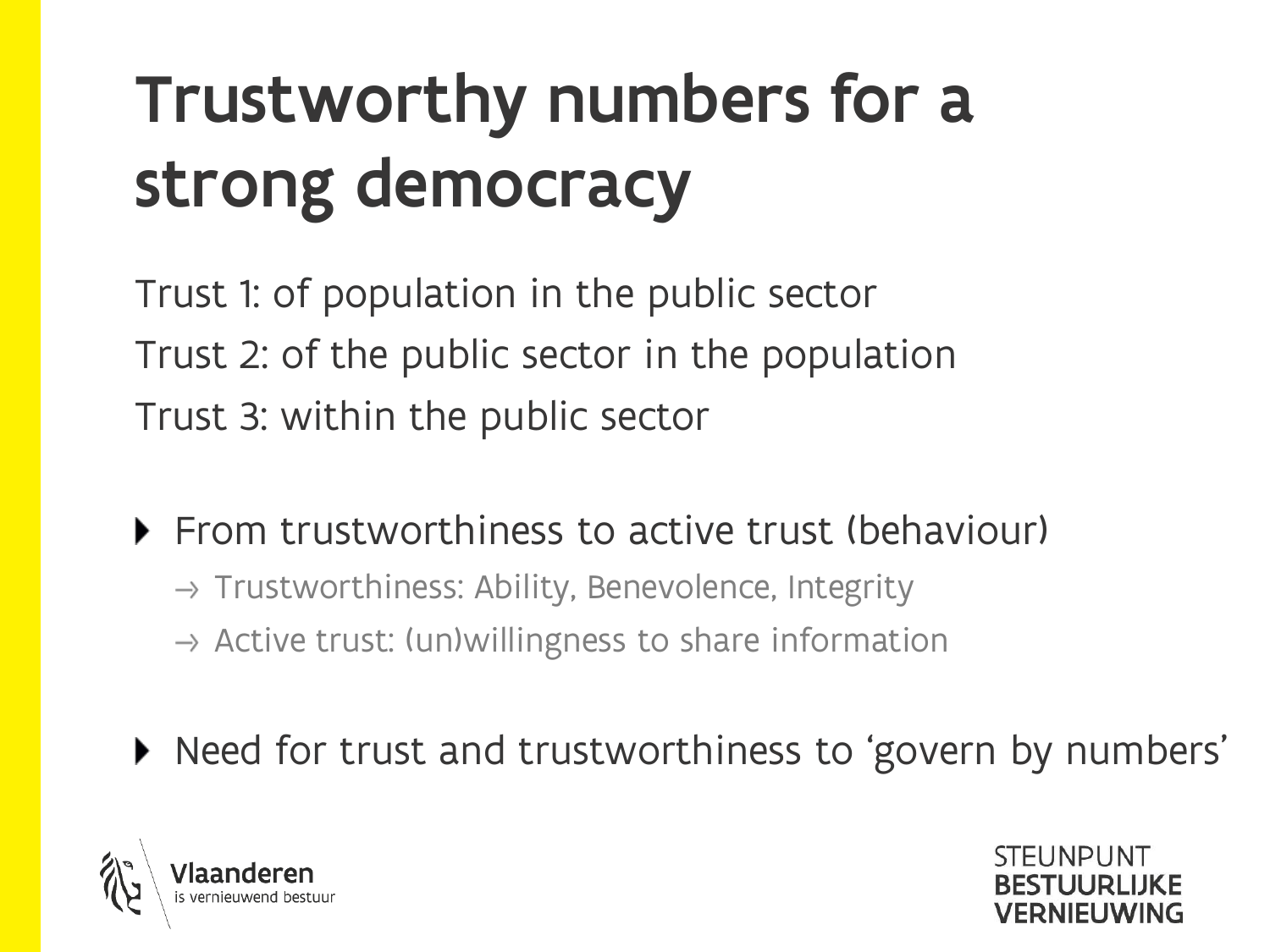# Trustworthy numbers for a strong democracy

Trust 1: of population in the public sector
Trust 2: of the public sector in the population
Trust 3: within the public sector

- From trustworthiness to active trust (behaviour)
  - → Trustworthiness: Ability, Benevolence, Integrity
  - → Active trust: (un)willingness to share information
- Need for trust and trustworthiness to 'govern by numbers'

Vlaanderen
is vernieuwend bestuur

STEUNPUNT
BESTUURLIJKE
VERNIEUWING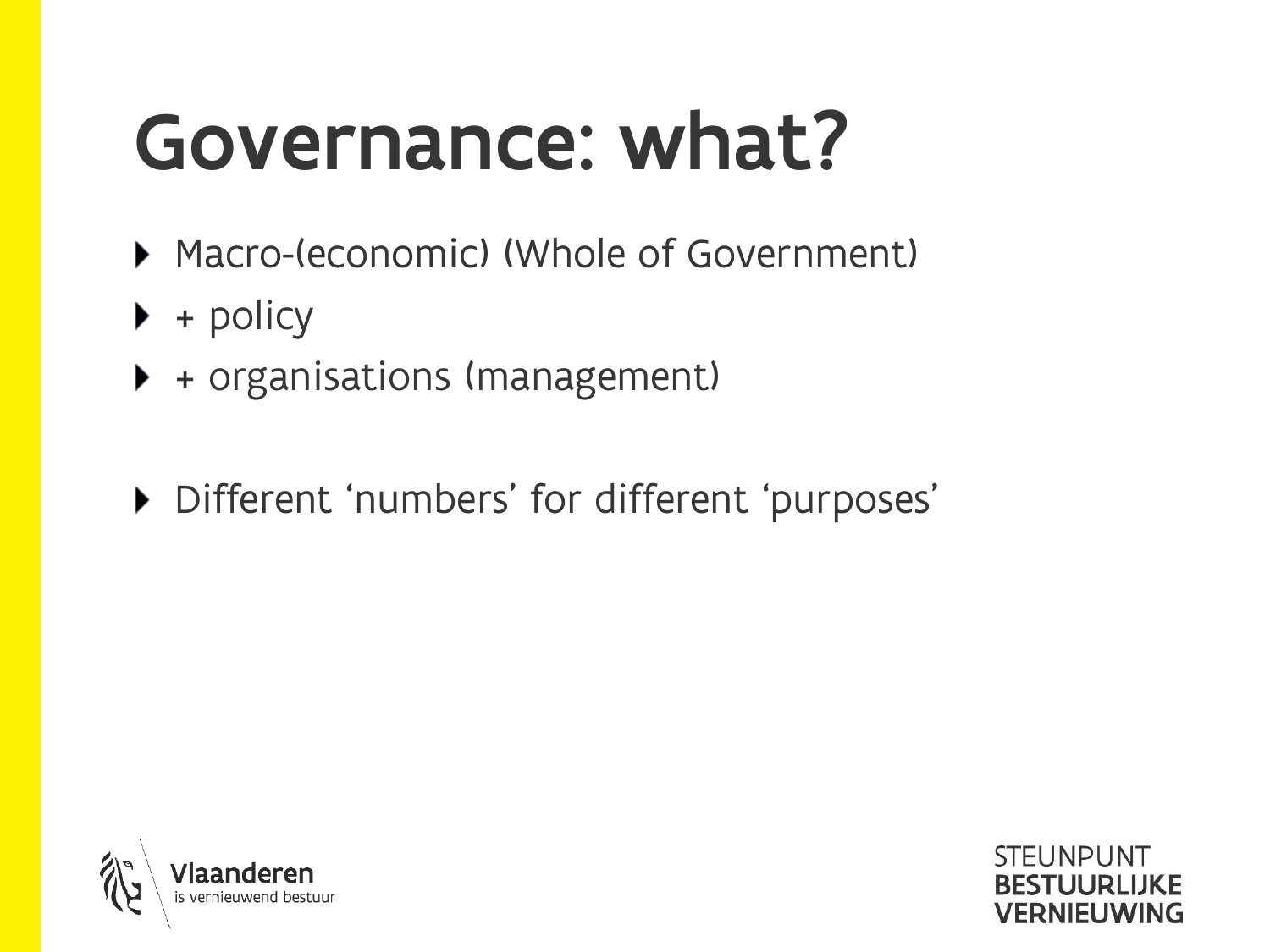# Governance: what?

- Macro-(economic) (Whole of Government)
- + policy
- + organisations (management)

- Different 'numbers' for different 'purposes'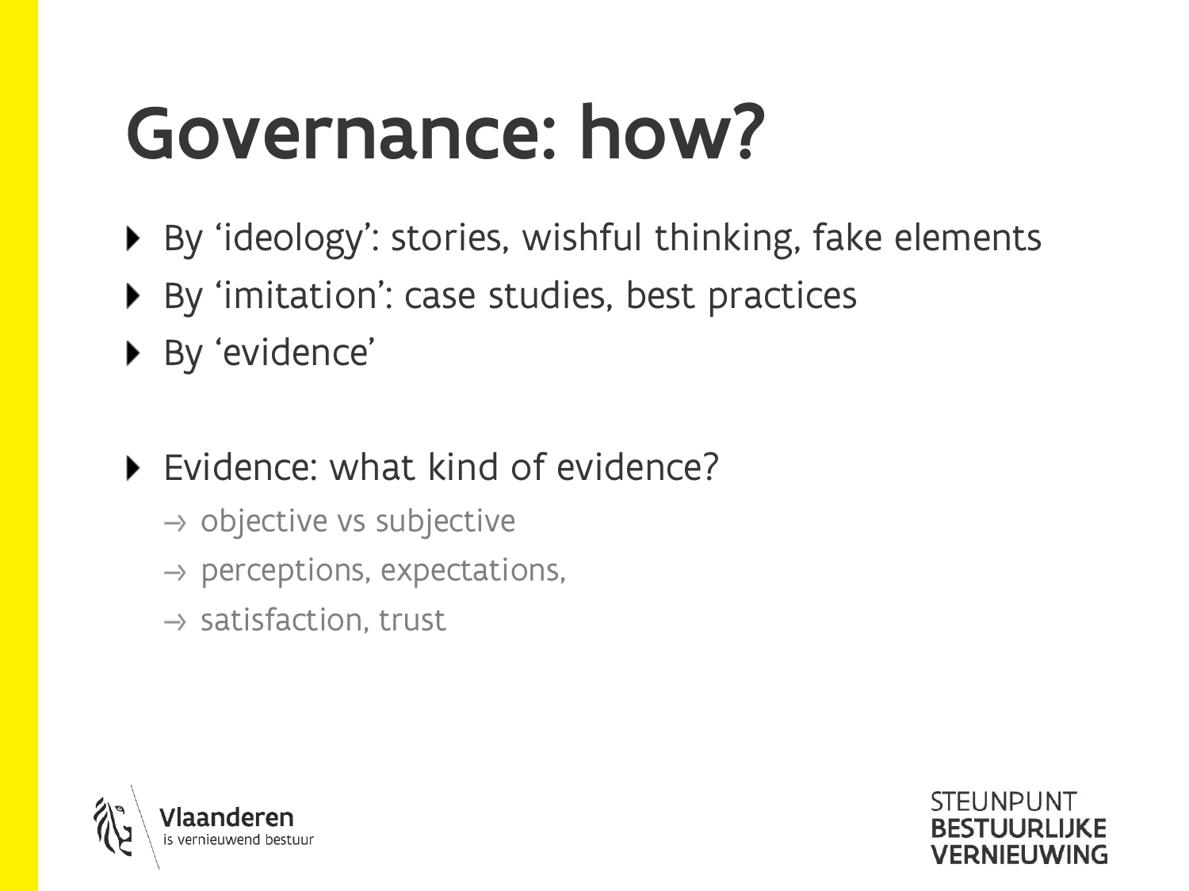# Governance: how?

- By ‘ideology’: stories, wishful thinking, fake elements
- By ‘imitation’: case studies, best practices
- By ‘evidence’

- Evidence: what kind of evidence?
  - → objective vs subjective
  - → perceptions, expectations,
  - → satisfaction, trust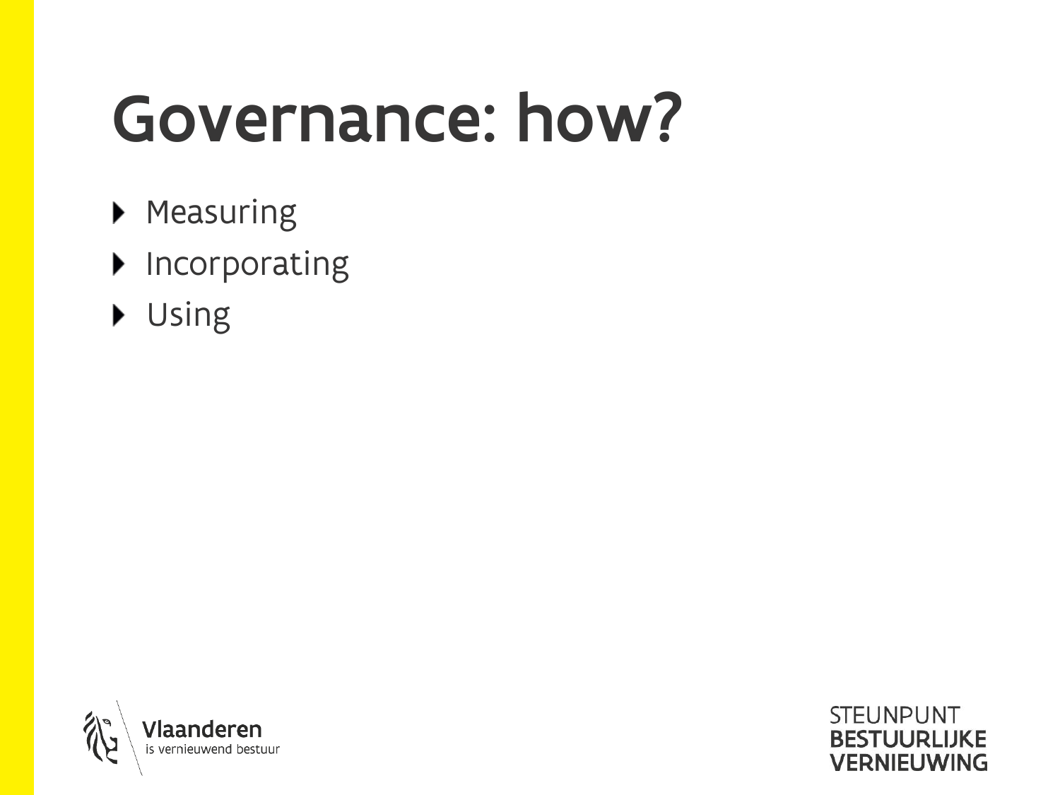# Governance: how?

- Measuring
- Incorporating
- Using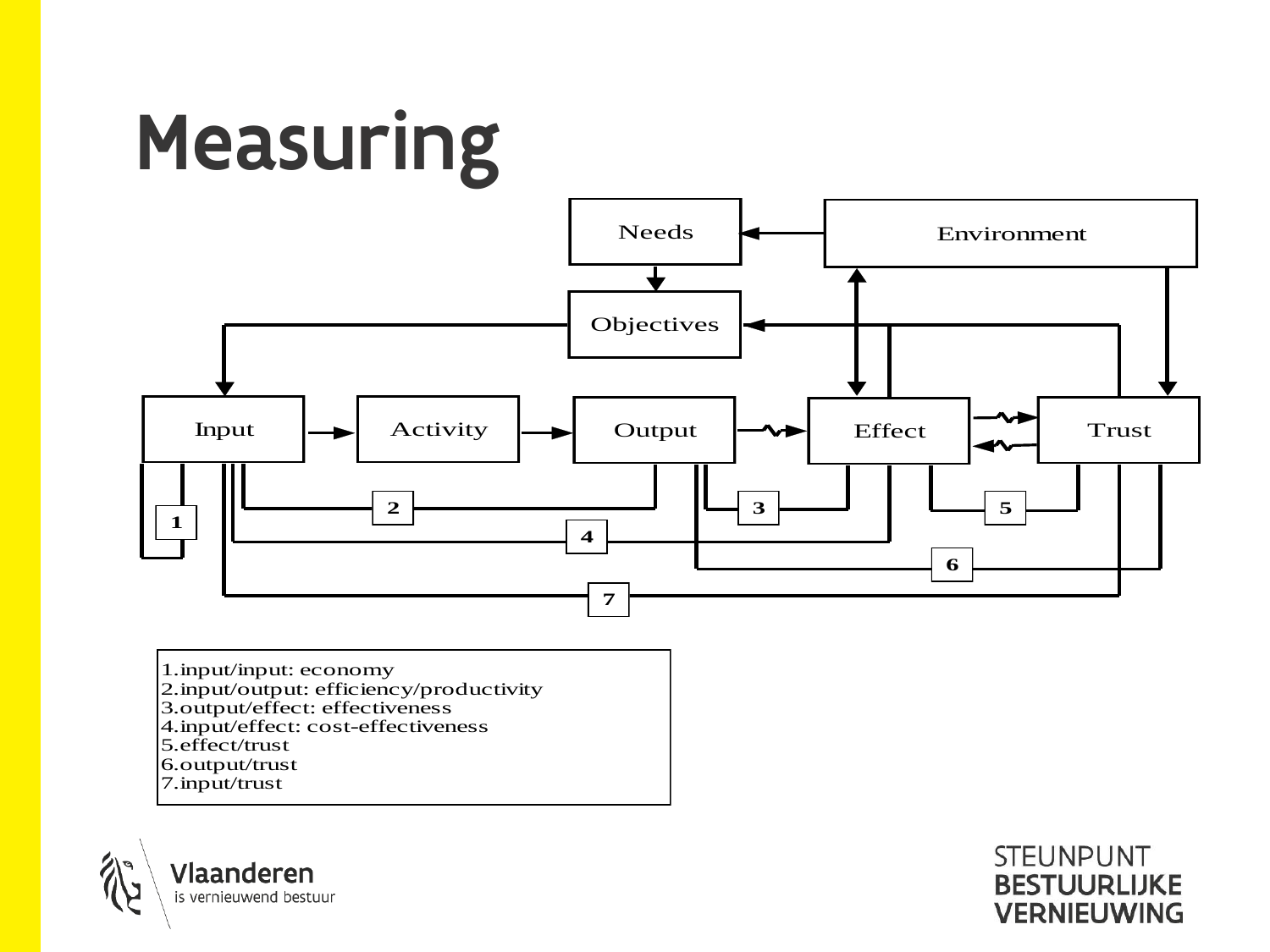# Measuring

Needs → Objectives; Environment → Needs; Environment ↔ Effect; Environment → Trust

Input → Activity → Output ⇝ Effect ⇄ Trust

1. input/input: economy
2. input/output: efficiency/productivity
3. output/effect: effectiveness
4. input/effect: cost-effectiveness
5. effect/trust
6. output/trust
7. input/trust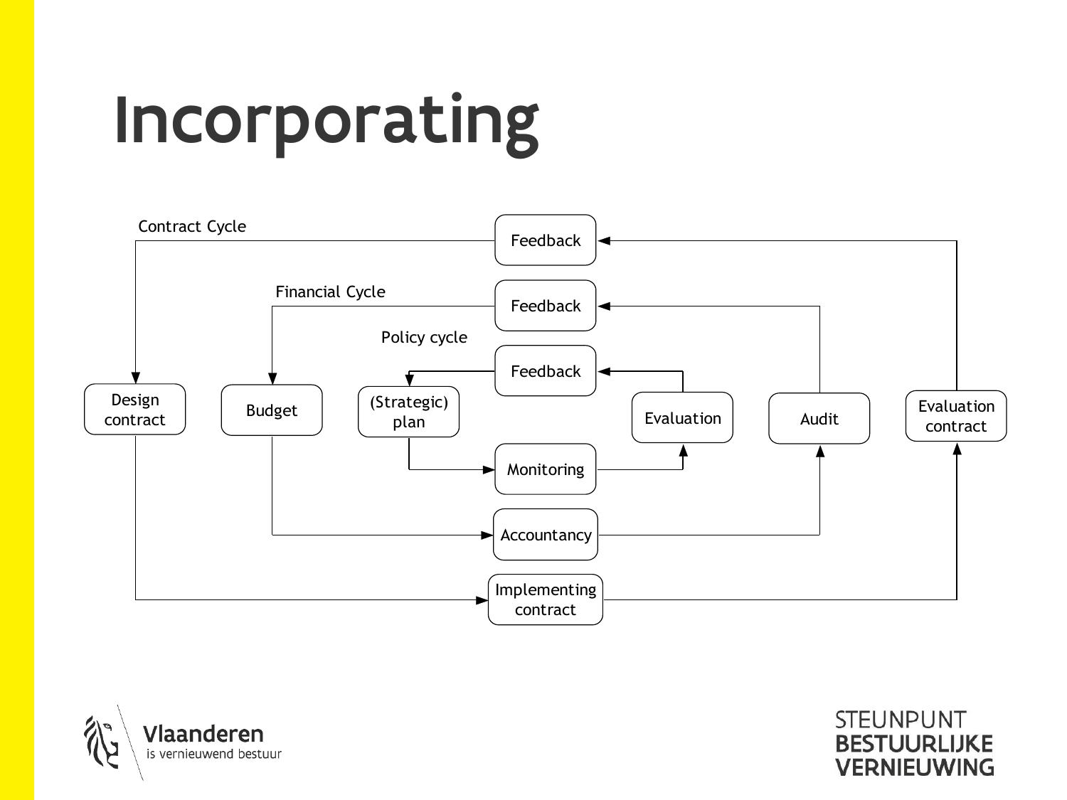# Incorporating

Contract Cycle

Feedback

Financial Cycle

Feedback

Policy cycle

Feedback

Design contract

Budget

(Strategic) plan

Evaluation

Audit

Evaluation contract

Monitoring

Accountancy

Implementing contract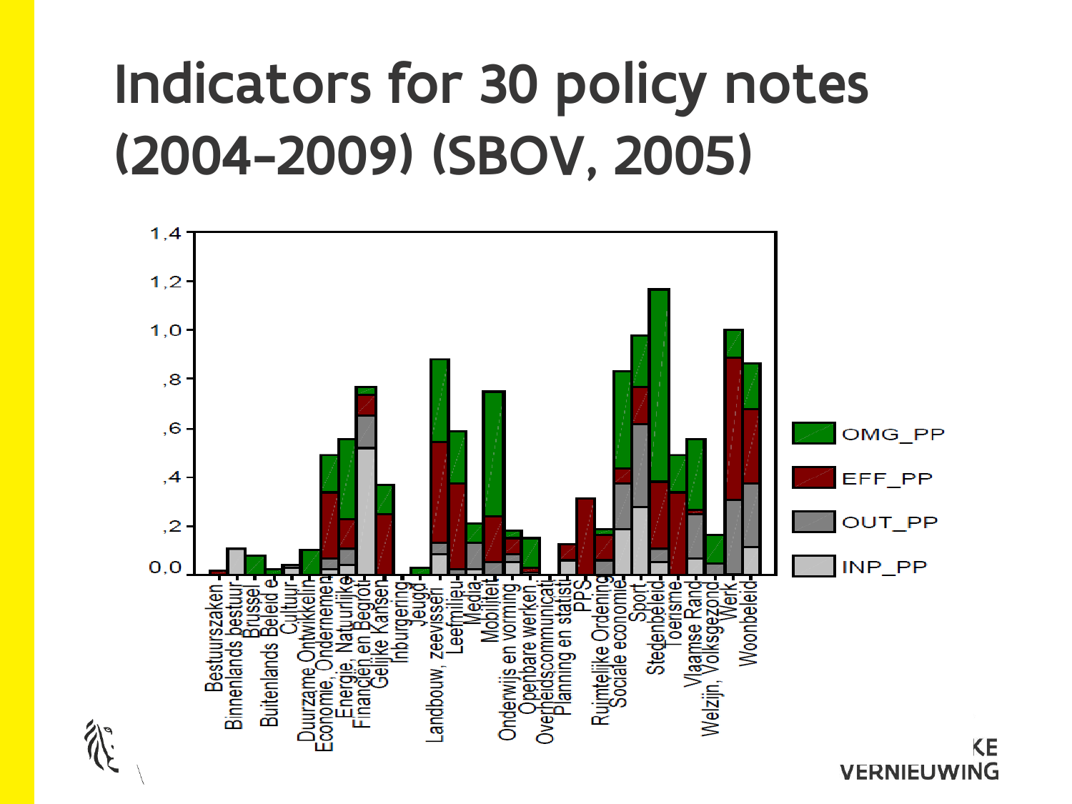# Indicators for 30 policy notes (2004-2009) (SBOV, 2005)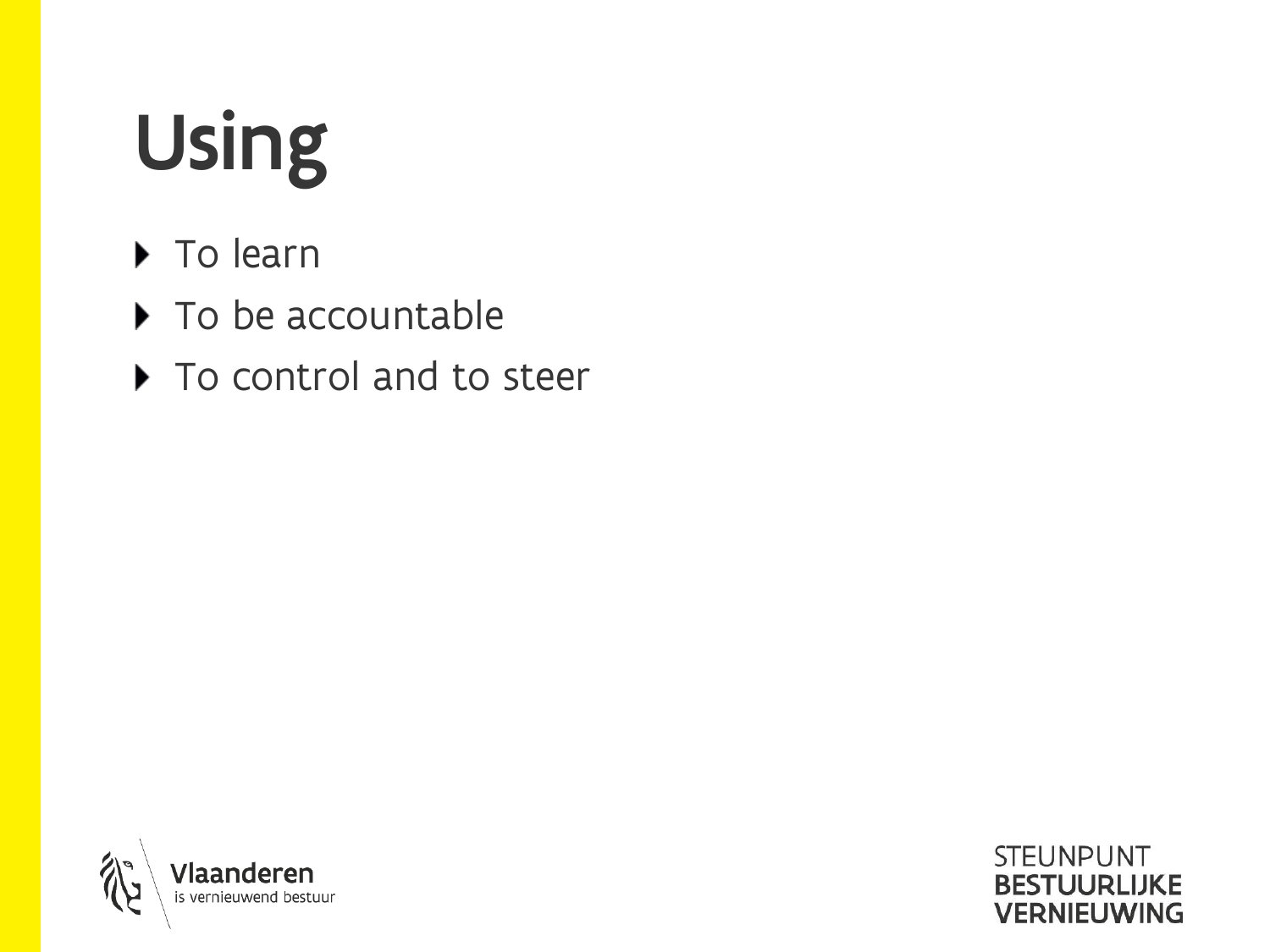# Using

- To learn
- To be accountable
- To control and to steer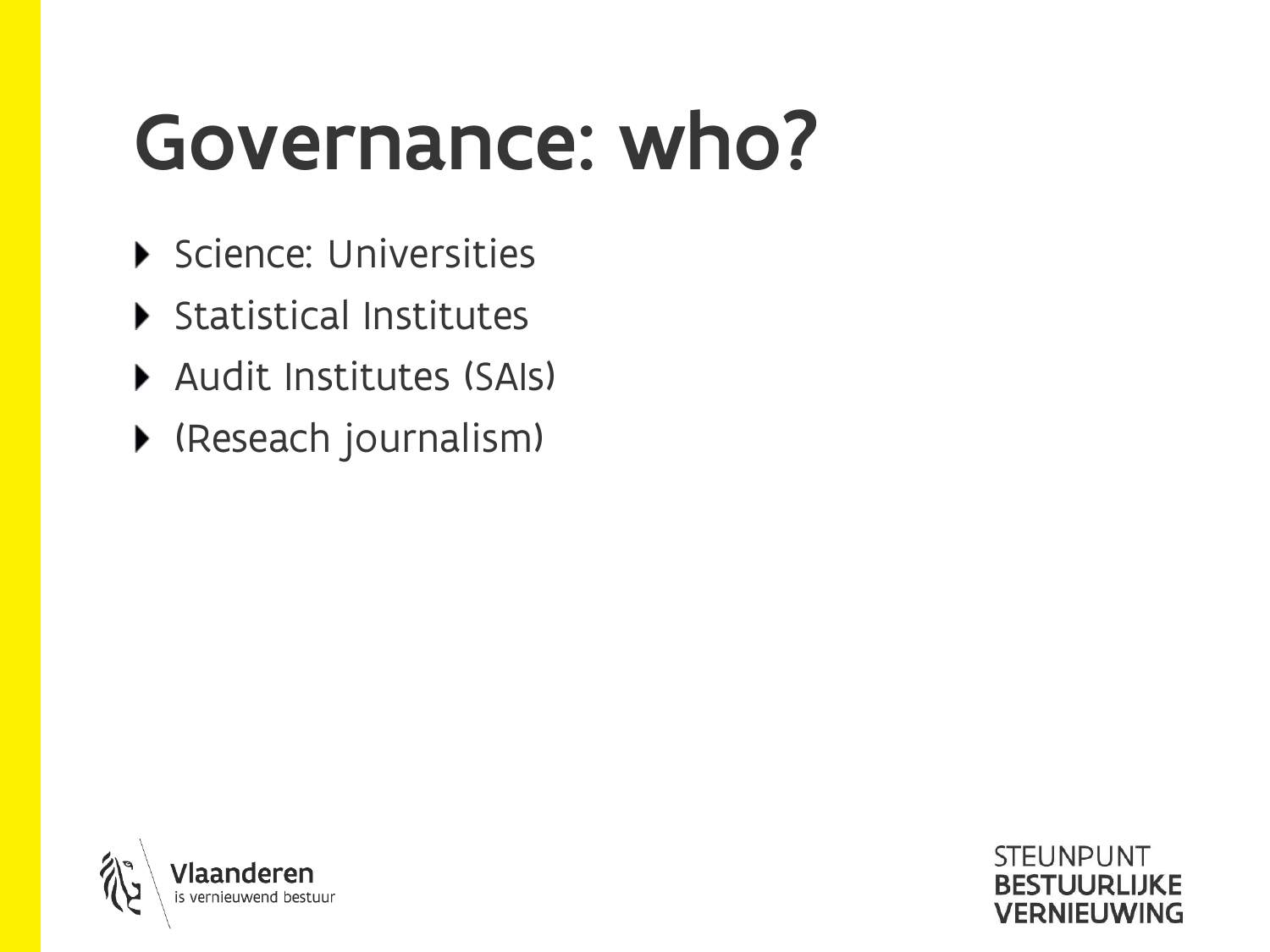# Governance: who?

- Science: Universities
- Statistical Institutes
- Audit Institutes (SAIs)
- (Reseach journalism)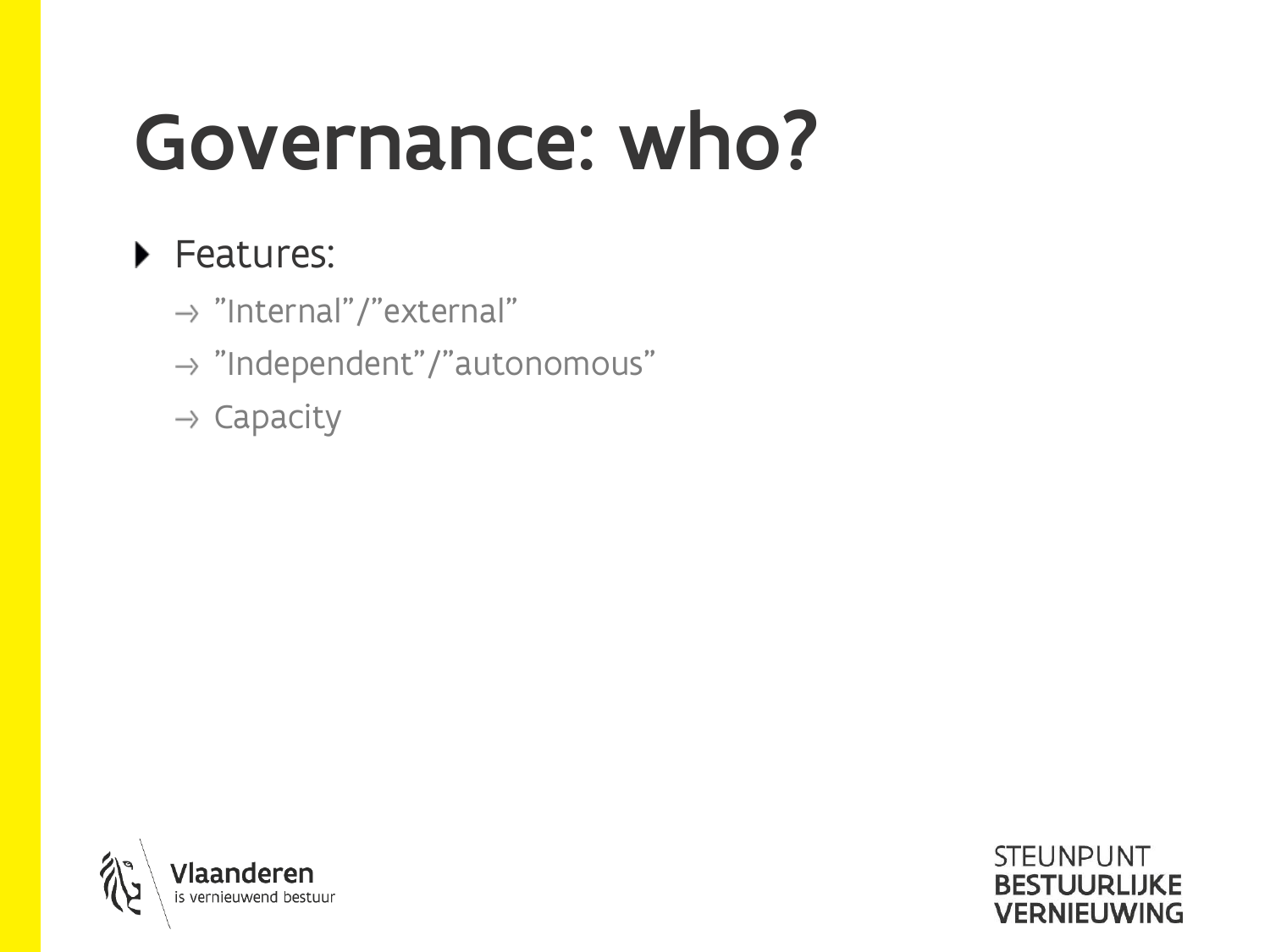# Governance: who?

- Features:
  - ”Internal”/”external”
  - ”Independent”/”autonomous”
  - Capacity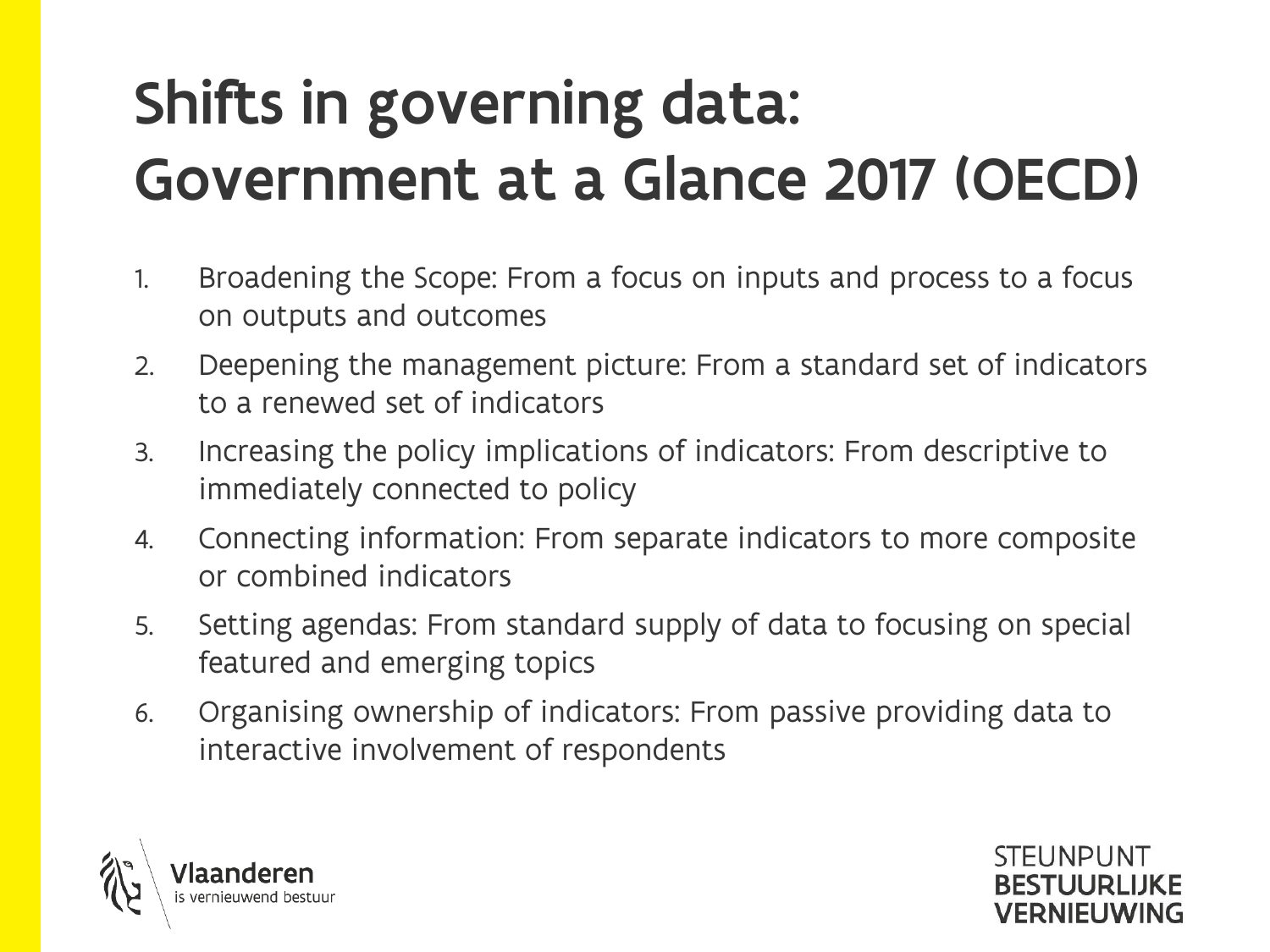# Shifts in governing data: Government at a Glance 2017 (OECD)

1. Broadening the Scope: From a focus on inputs and process to a focus on outputs and outcomes
2. Deepening the management picture: From a standard set of indicators to a renewed set of indicators
3. Increasing the policy implications of indicators: From descriptive to immediately connected to policy
4. Connecting information: From separate indicators to more composite or combined indicators
5. Setting agendas: From standard supply of data to focusing on special featured and emerging topics
6. Organising ownership of indicators: From passive providing data to interactive involvement of respondents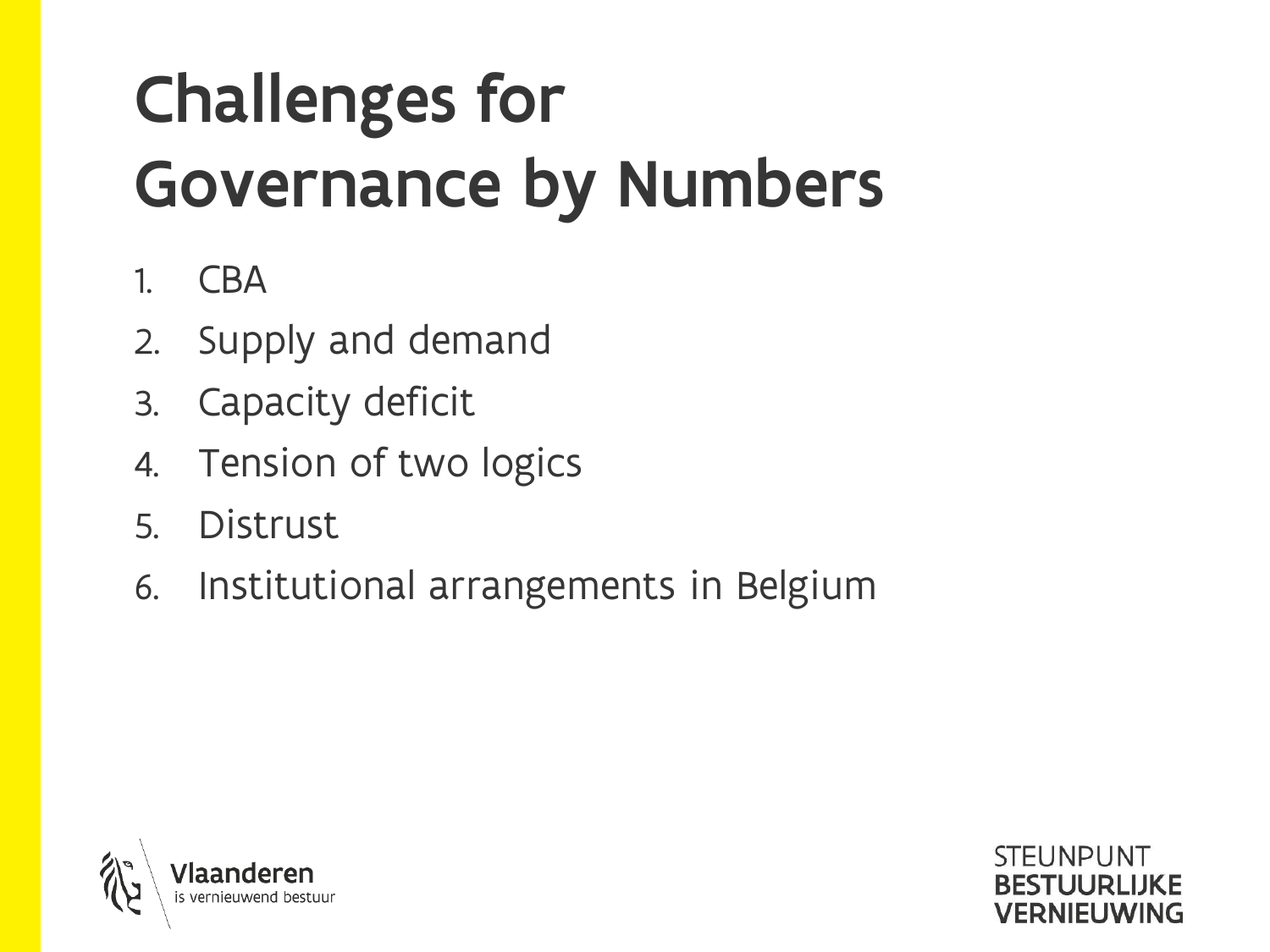# Challenges for Governance by Numbers

1. CBA
2. Supply and demand
3. Capacity deficit
4. Tension of two logics
5. Distrust
6. Institutional arrangements in Belgium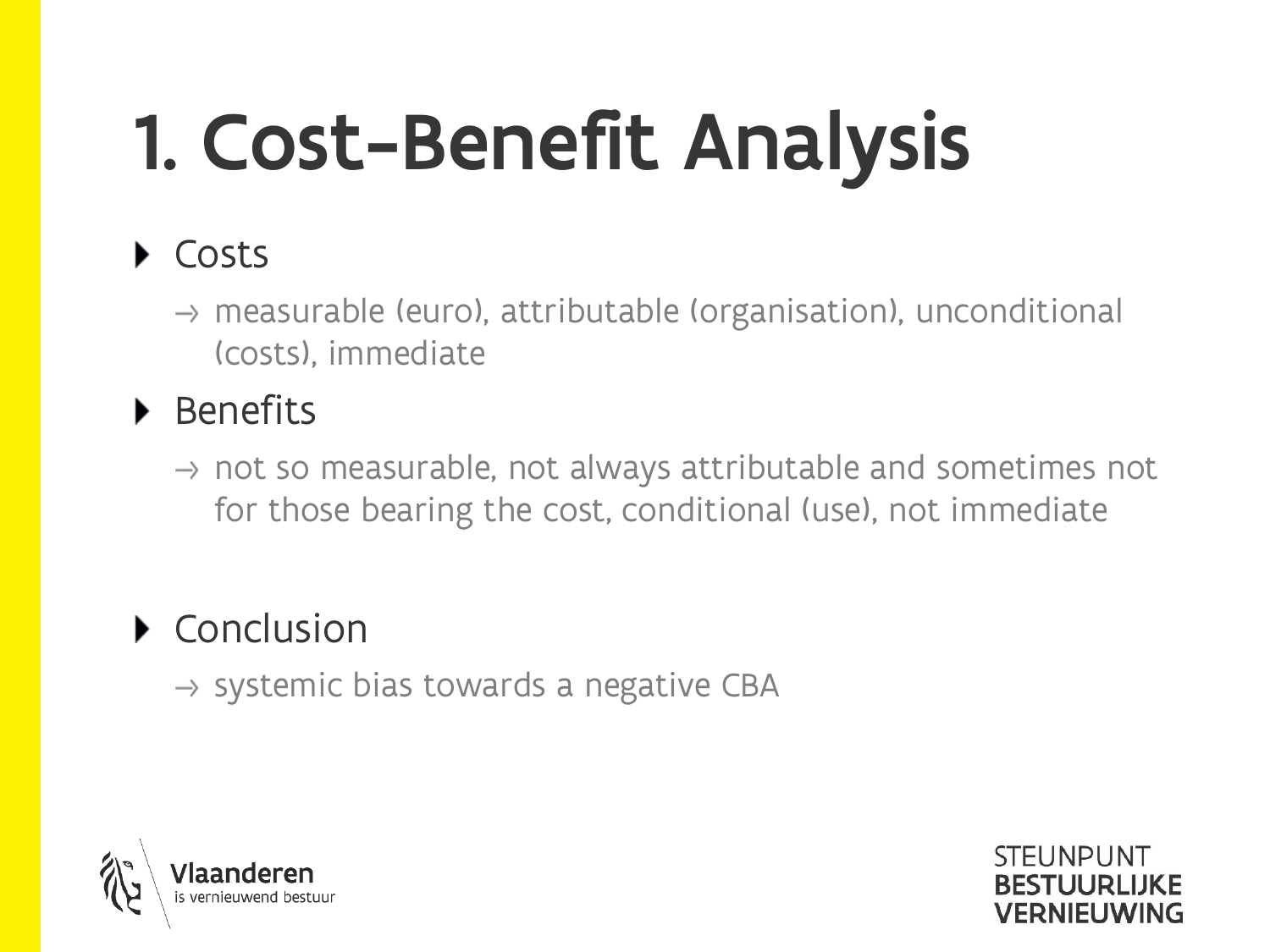# 1. Cost-Benefit Analysis

- Costs
  - → measurable (euro), attributable (organisation), unconditional (costs), immediate
- Benefits
  - → not so measurable, not always attributable and sometimes not for those bearing the cost, conditional (use), not immediate
- Conclusion
  - → systemic bias towards a negative CBA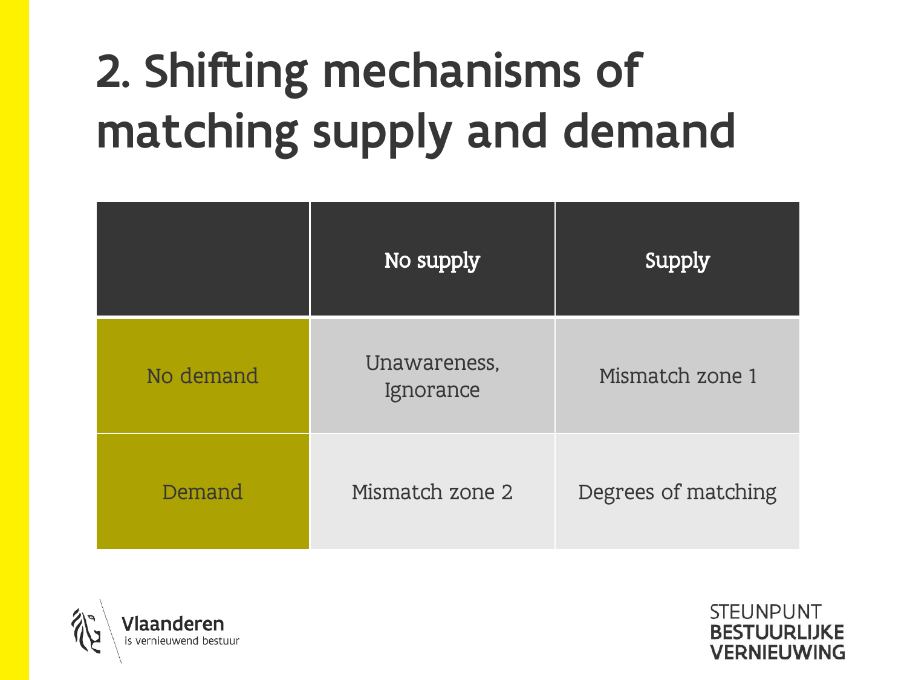# 2. Shifting mechanisms of matching supply and demand

| | No supply | Supply |
| --- | --- | --- |
| No demand | Unawareness, Ignorance | Mismatch zone 1 |
| Demand | Mismatch zone 2 | Degrees of matching |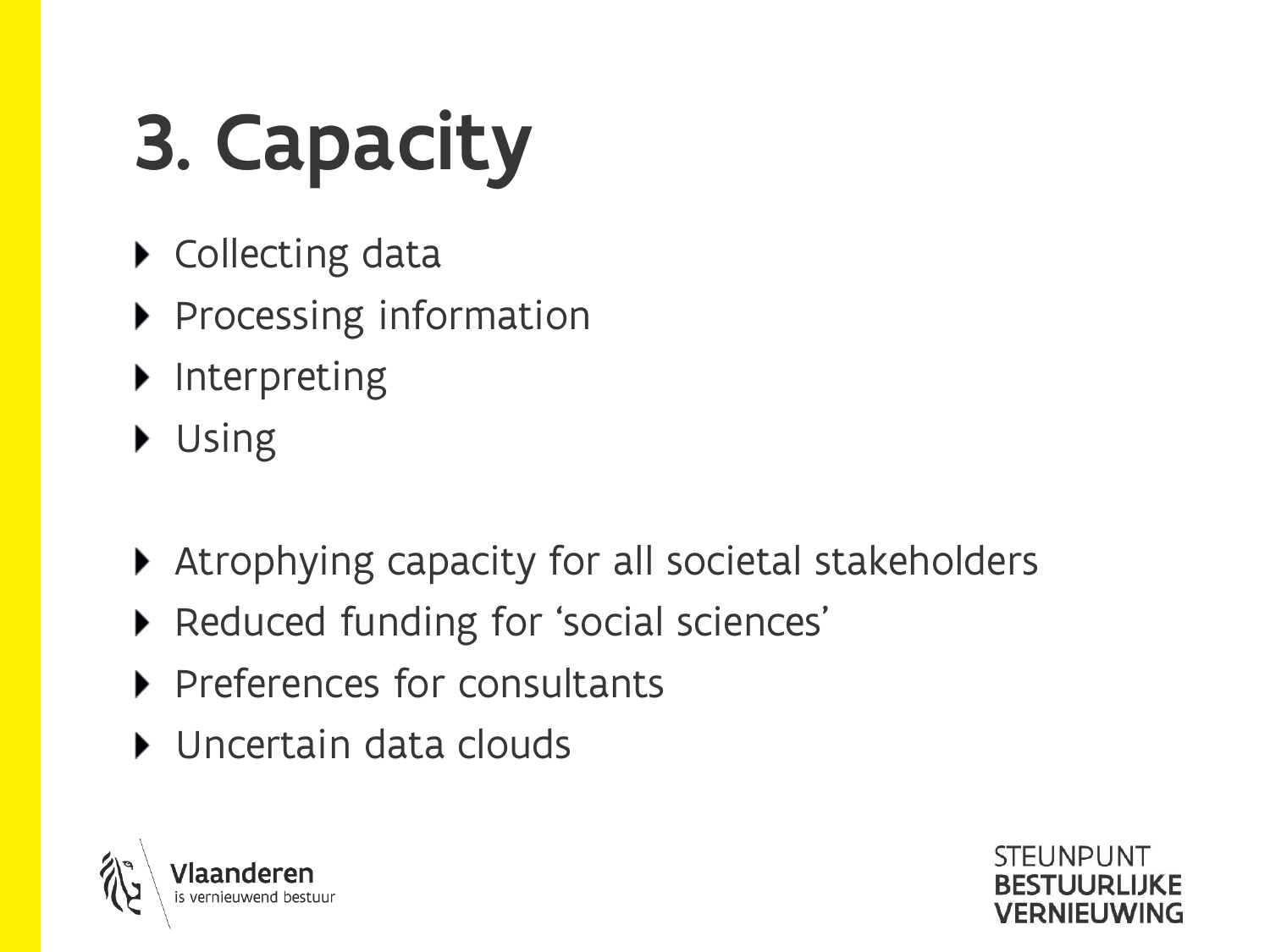# 3. Capacity

- Collecting data
- Processing information
- Interpreting
- Using

- Atrophying capacity for all societal stakeholders
- Reduced funding for 'social sciences'
- Preferences for consultants
- Uncertain data clouds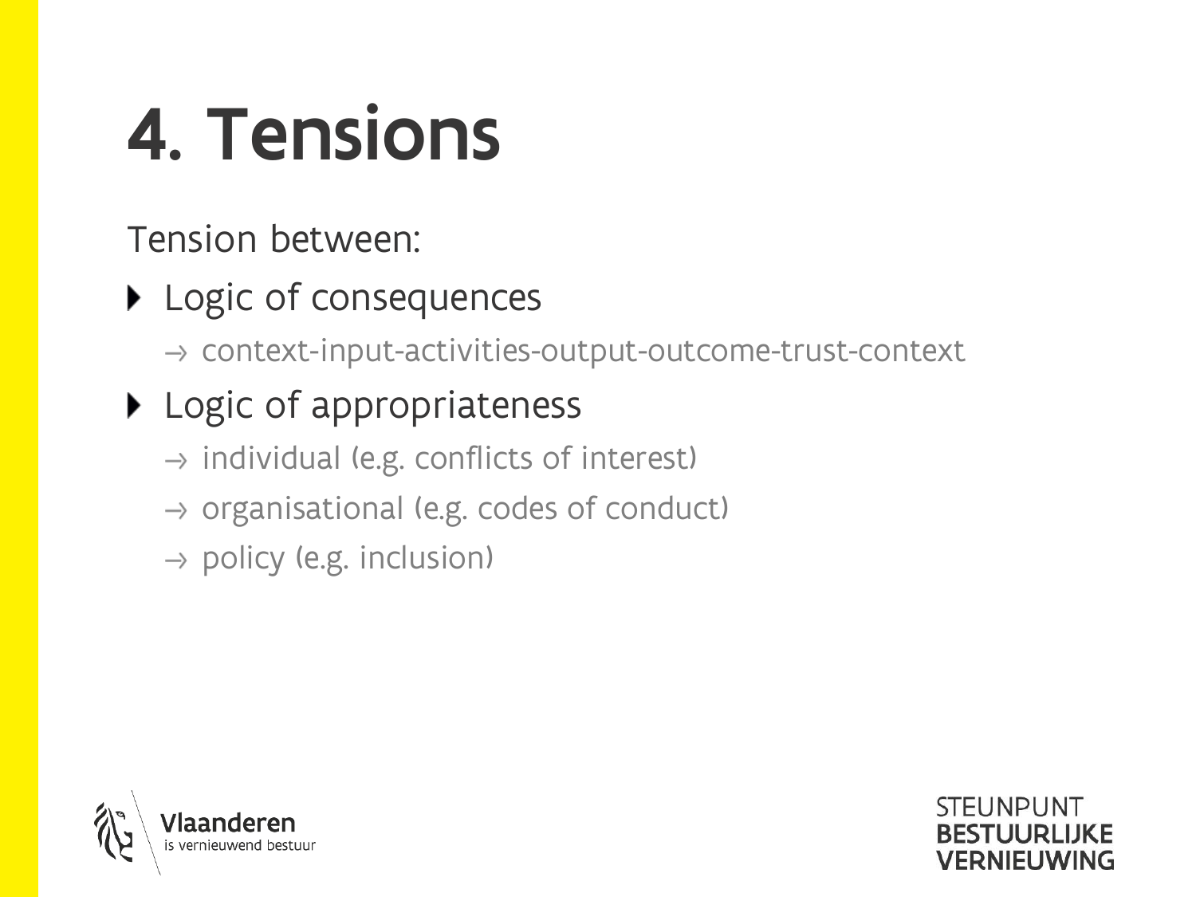# 4. Tensions

Tension between:

- Logic of consequences
  - → context-input-activities-output-outcome-trust-context
- Logic of appropriateness
  - → individual (e.g. conflicts of interest)
  - → organisational (e.g. codes of conduct)
  - → policy (e.g. inclusion)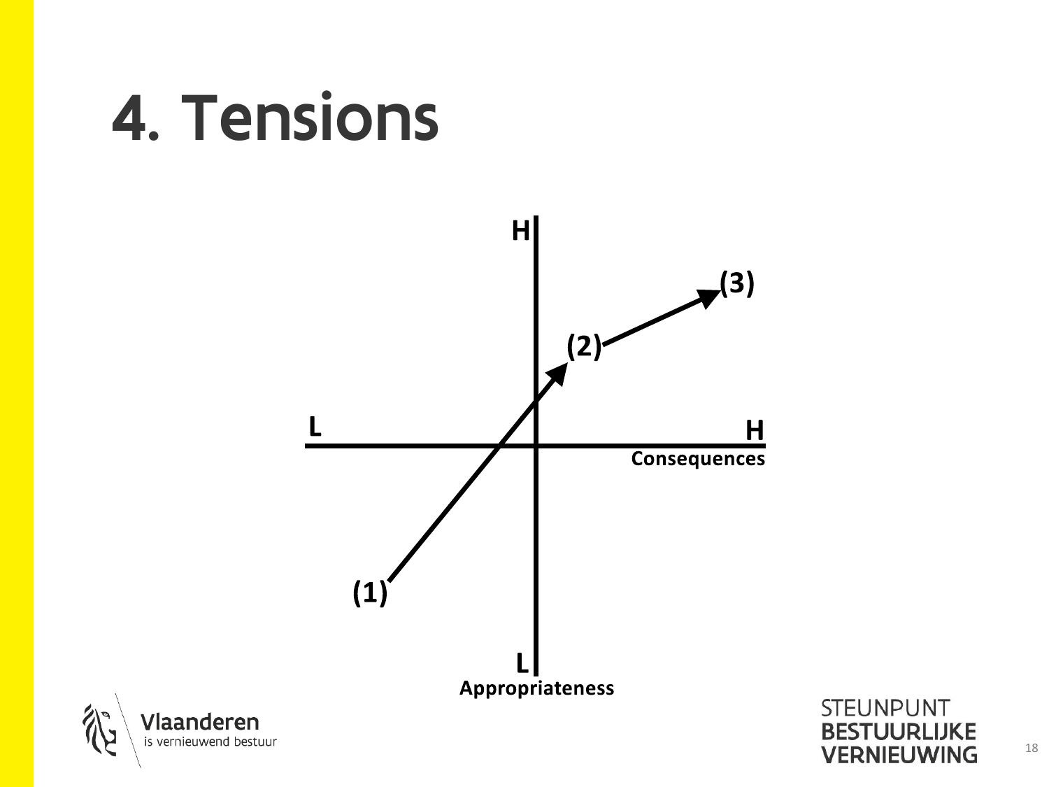# 4. Tensions

H

(3)

(2)

L

H

Consequences

(1)

L

Appropriateness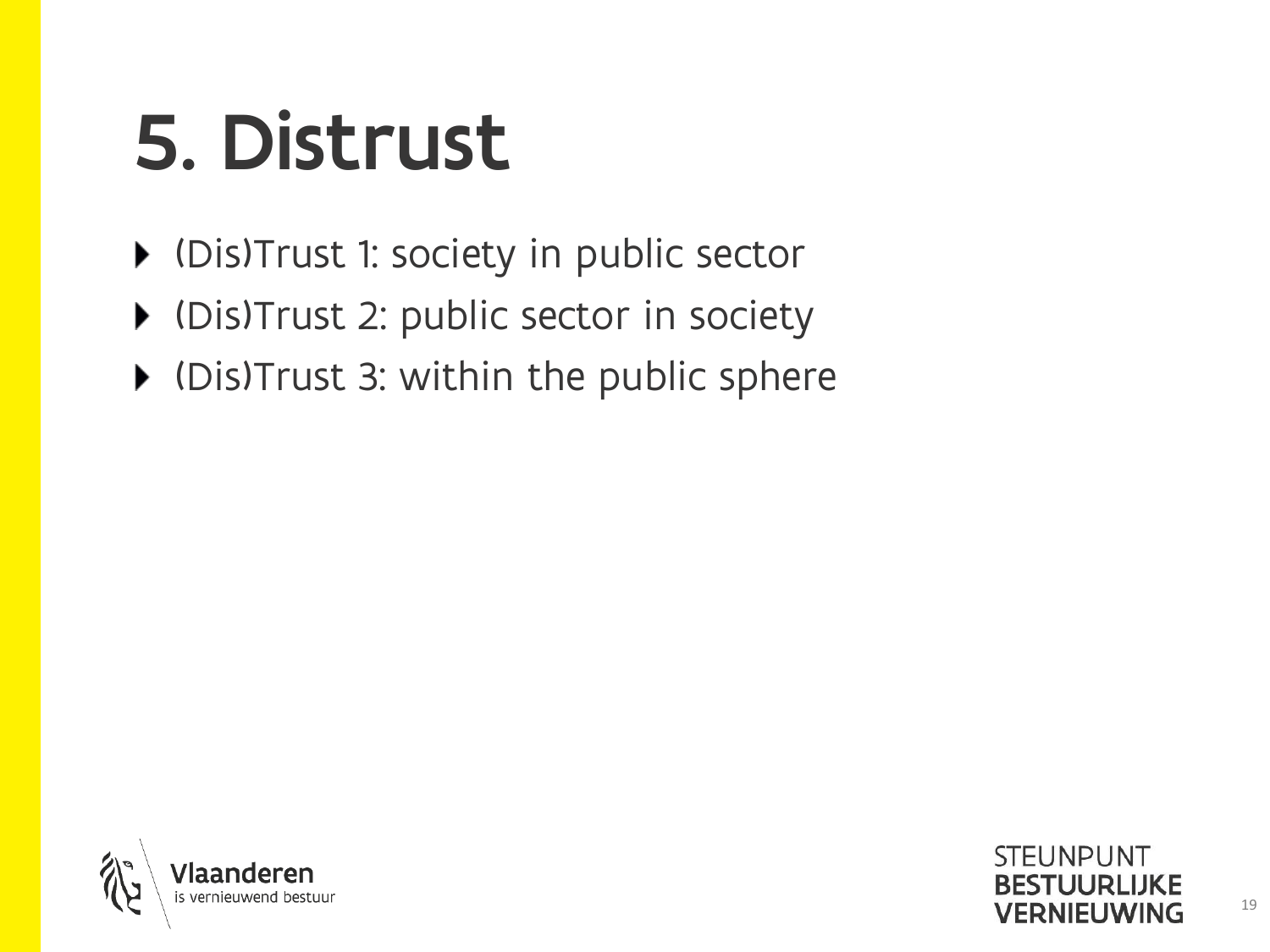# 5. Distrust

- (Dis)Trust 1: society in public sector
- (Dis)Trust 2: public sector in society
- (Dis)Trust 3: within the public sphere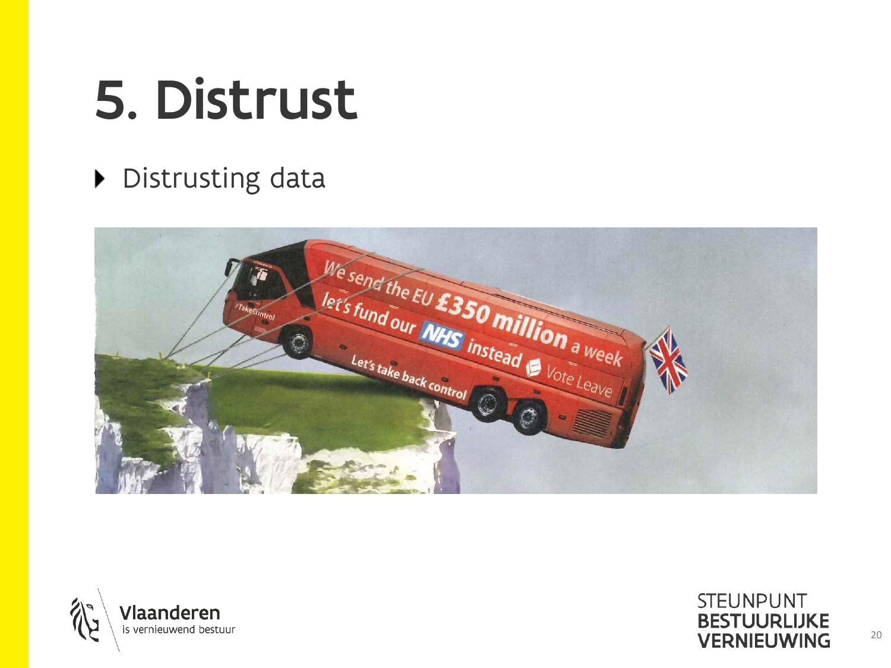# 5. Distrust

- Distrusting data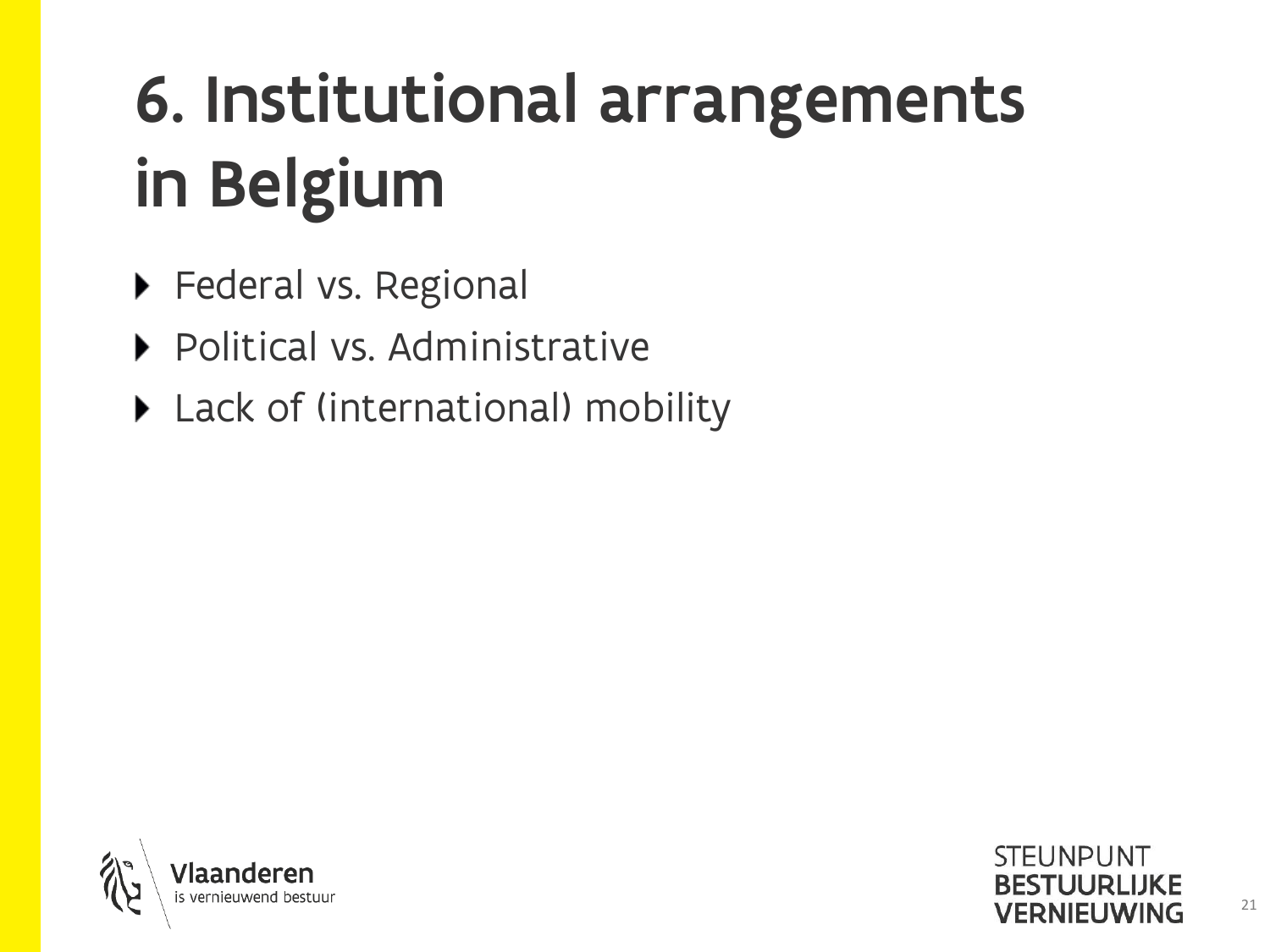# 6. Institutional arrangements in Belgium

- Federal vs. Regional
- Political vs. Administrative
- Lack of (international) mobility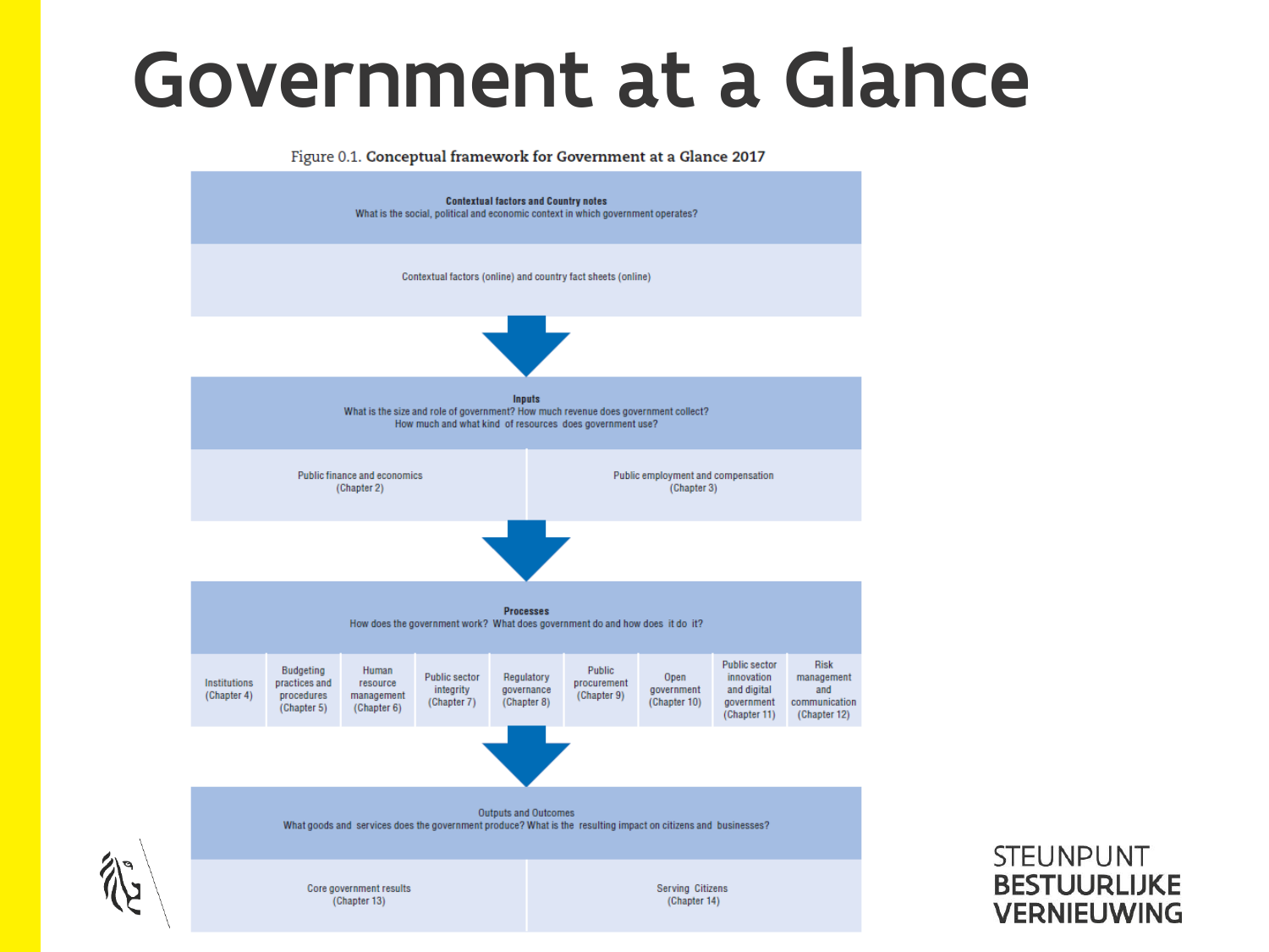# Government at a Glance

Figure 0.1. **Conceptual framework for Government at a Glance 2017**

**Contextual factors and Country notes**
What is the social, political and economic context in which government operates?

Contextual factors (online) and country fact sheets (online)

↓

**Inputs**
What is the size and role of government? How much revenue does government collect? How much and what kind of resources does government use?

| Public finance and economics (Chapter 2) | Public employment and compensation (Chapter 3) |
| --- | --- |

↓

**Processes**
How does the government work? What does government do and how does it do it?

| Institutions (Chapter 4) | Budgeting practices and procedures (Chapter 5) | Human resource management (Chapter 6) | Public sector integrity (Chapter 7) | Regulatory governance (Chapter 8) | Public procurement (Chapter 9) | Open government (Chapter 10) | Public sector innovation and digital government (Chapter 11) | Risk management and communication (Chapter 12) |
| --- | --- | --- | --- | --- | --- | --- | --- | --- |

↓

**Outputs and Outcomes**
What goods and services does the government produce? What is the resulting impact on citizens and businesses?

| Core government results (Chapter 13) | Serving Citizens (Chapter 14) |
| --- | --- |

STEUNPUNT BESTUURLIJKE VERNIEUWING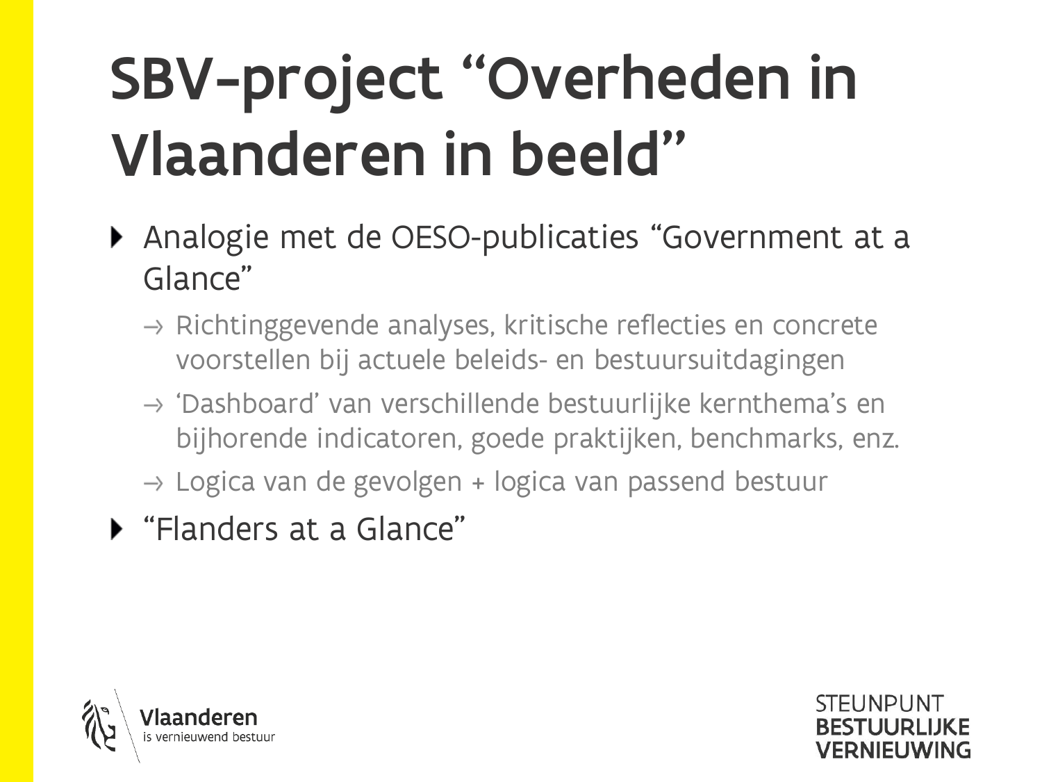# SBV-project "Overheden in Vlaanderen in beeld"

- Analogie met de OESO-publicaties "Government at a Glance"
  - → Richtinggevende analyses, kritische reflecties en concrete voorstellen bij actuele beleids- en bestuursuitdagingen
  - → 'Dashboard' van verschillende bestuurlijke kernthema's en bijhorende indicatoren, goede praktijken, benchmarks, enz.
  - → Logica van de gevolgen + logica van passend bestuur
- "Flanders at a Glance"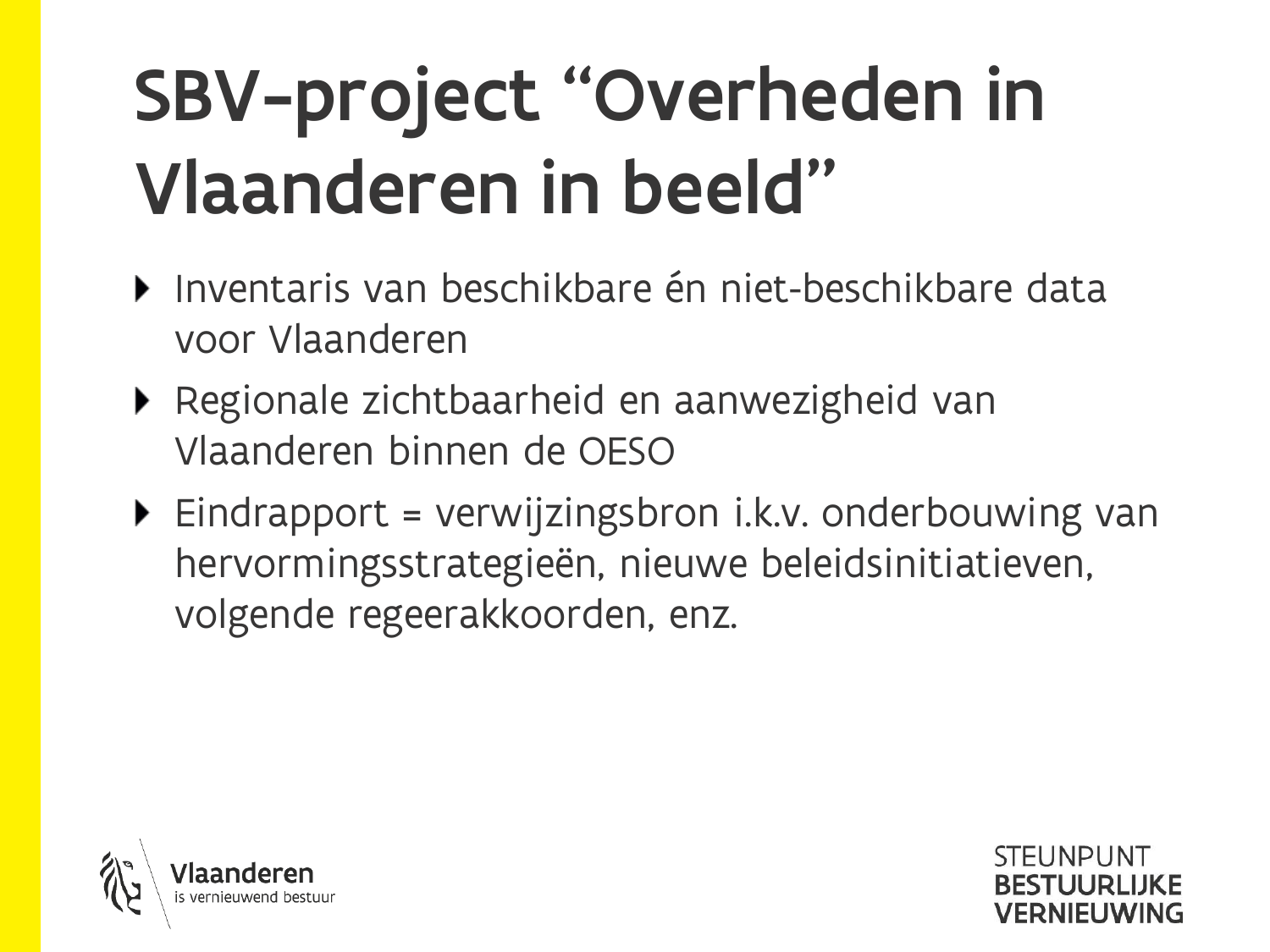# SBV-project "Overheden in Vlaanderen in beeld"

- Inventaris van beschikbare én niet-beschikbare data voor Vlaanderen
- Regionale zichtbaarheid en aanwezigheid van Vlaanderen binnen de OESO
- Eindrapport = verwijzingsbron i.k.v. onderbouwing van hervormingsstrategieën, nieuwe beleidsinitiatieven, volgende regeerakkoorden, enz.

Vlaanderen is vernieuwend bestuur

STEUNPUNT **BESTUURLIJKE VERNIEUWING**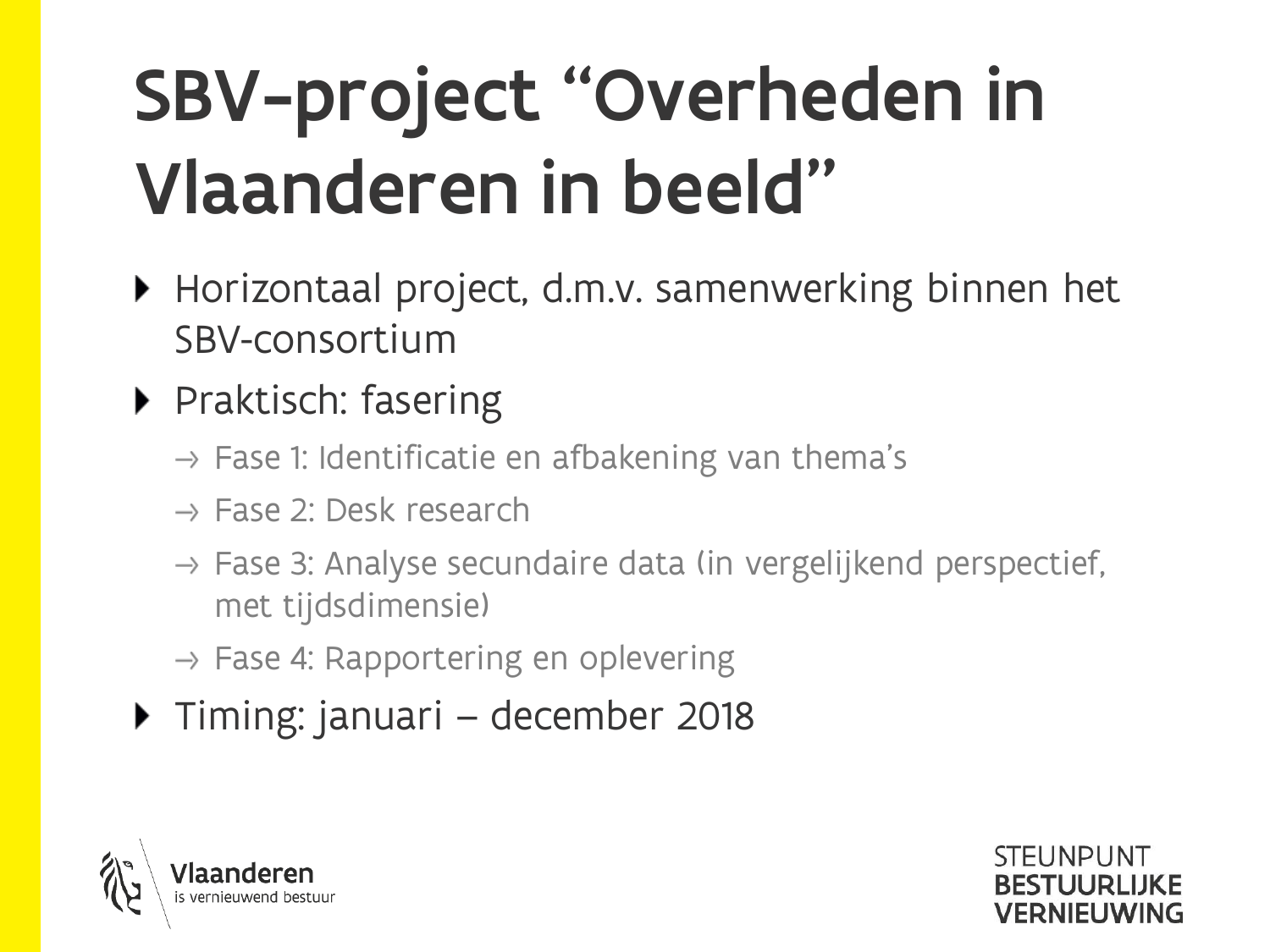# SBV-project "Overheden in Vlaanderen in beeld"

- Horizontaal project, d.m.v. samenwerking binnen het SBV-consortium
- Praktisch: fasering
  - → Fase 1: Identificatie en afbakening van thema's
  - → Fase 2: Desk research
  - → Fase 3: Analyse secundaire data (in vergelijkend perspectief, met tijdsdimensie)
  - → Fase 4: Rapportering en oplevering
- Timing: januari – december 2018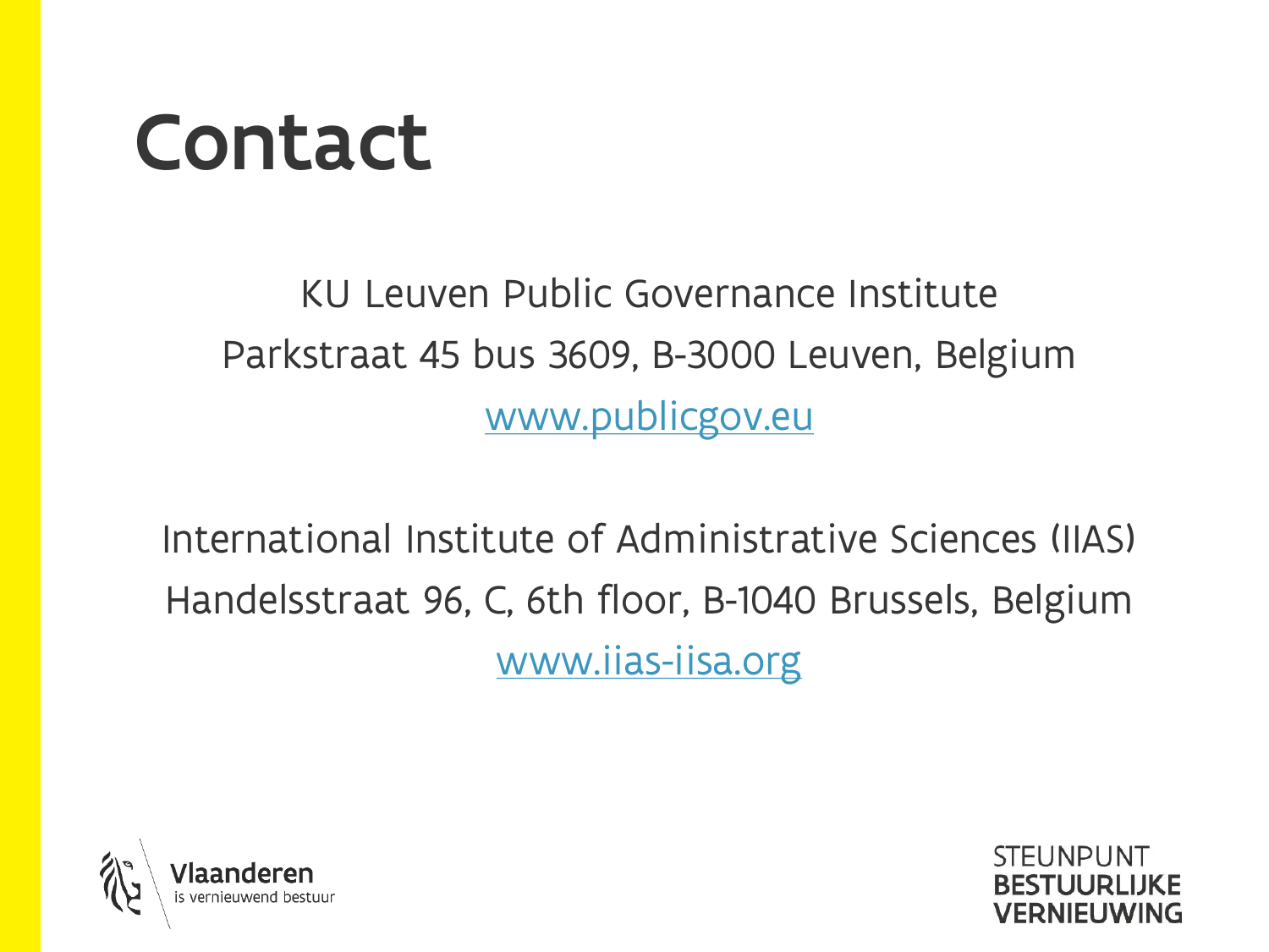# Contact

KU Leuven Public Governance Institute
Parkstraat 45 bus 3609, B-3000 Leuven, Belgium
www.publicgov.eu

International Institute of Administrative Sciences (IIAS)
Handelsstraat 96, C, 6th floor, B-1040 Brussels, Belgium
www.iias-iisa.org

Vlaanderen
is vernieuwend bestuur

STEUNPUNT
**BESTUURLIJKE**
**VERNIEUWING**